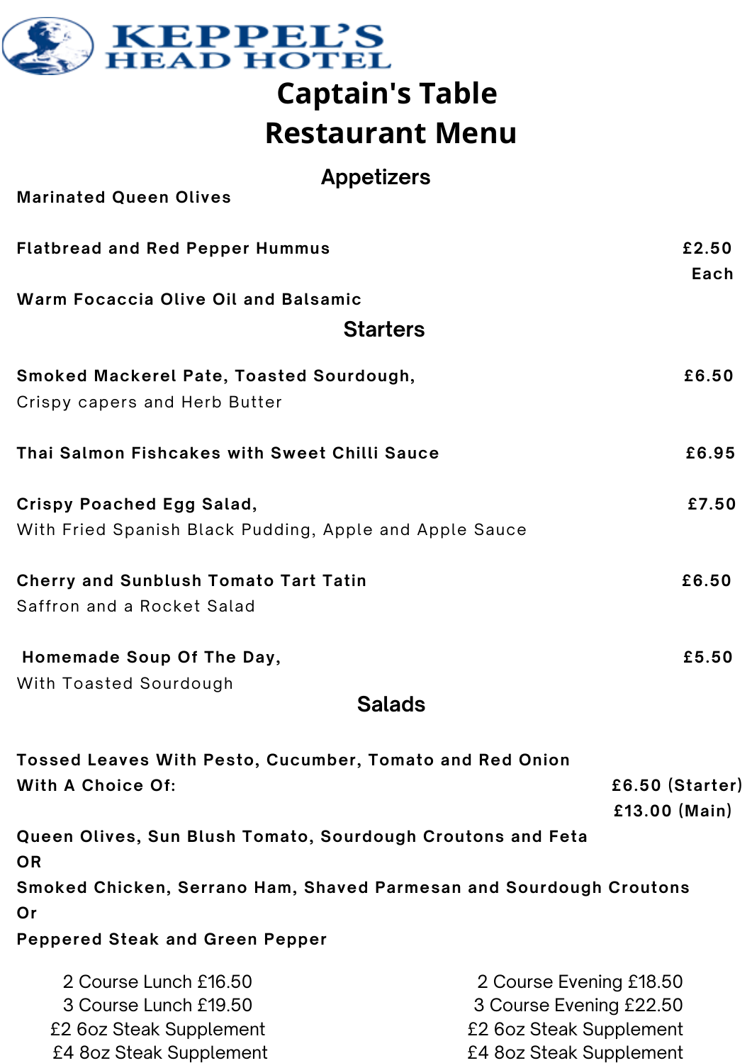# KEPPEL'S HEAD HOTEL

# Captain's Table Restaurant Menu

## Appetizers

**Marinated Queen Olives**

**Flatbread and Red Pepper Hummus** — **£2.50 Each**

**Warm Focaccia Olive Oil and Balsamic**

## Starters

**Smoked Mackerel Pate, Toasted Sourdough,** — **£6.50**
Crispy capers and Herb Butter

**Thai Salmon Fishcakes with Sweet Chilli Sauce** — **£6.95**

**Crispy Poached Egg Salad,** — **£7.50**
With Fried Spanish Black Pudding, Apple and Apple Sauce

**Cherry and Sunblush Tomato Tart Tatin** — **£6.50**
Saffron and a Rocket Salad

**Homemade Soup Of The Day,** — **£5.50**
With Toasted Sourdough

## Salads

**Tossed Leaves With Pesto, Cucumber, Tomato and Red Onion**
**With A Choice Of:** — **£6.50 (Starter) £13.00 (Main)**

**Queen Olives, Sun Blush Tomato, Sourdough Croutons and Feta**
**OR**
**Smoked Chicken, Serrano Ham, Shaved Parmesan and Sourdough Croutons**
**Or**
**Peppered Steak and Green Pepper**

2 Course Lunch £16.50
3 Course Lunch £19.50
£2 6oz Steak Supplement
£4 8oz Steak Supplement

2 Course Evening £18.50
3 Course Evening £22.50
£2 6oz Steak Supplement
£4 8oz Steak Supplement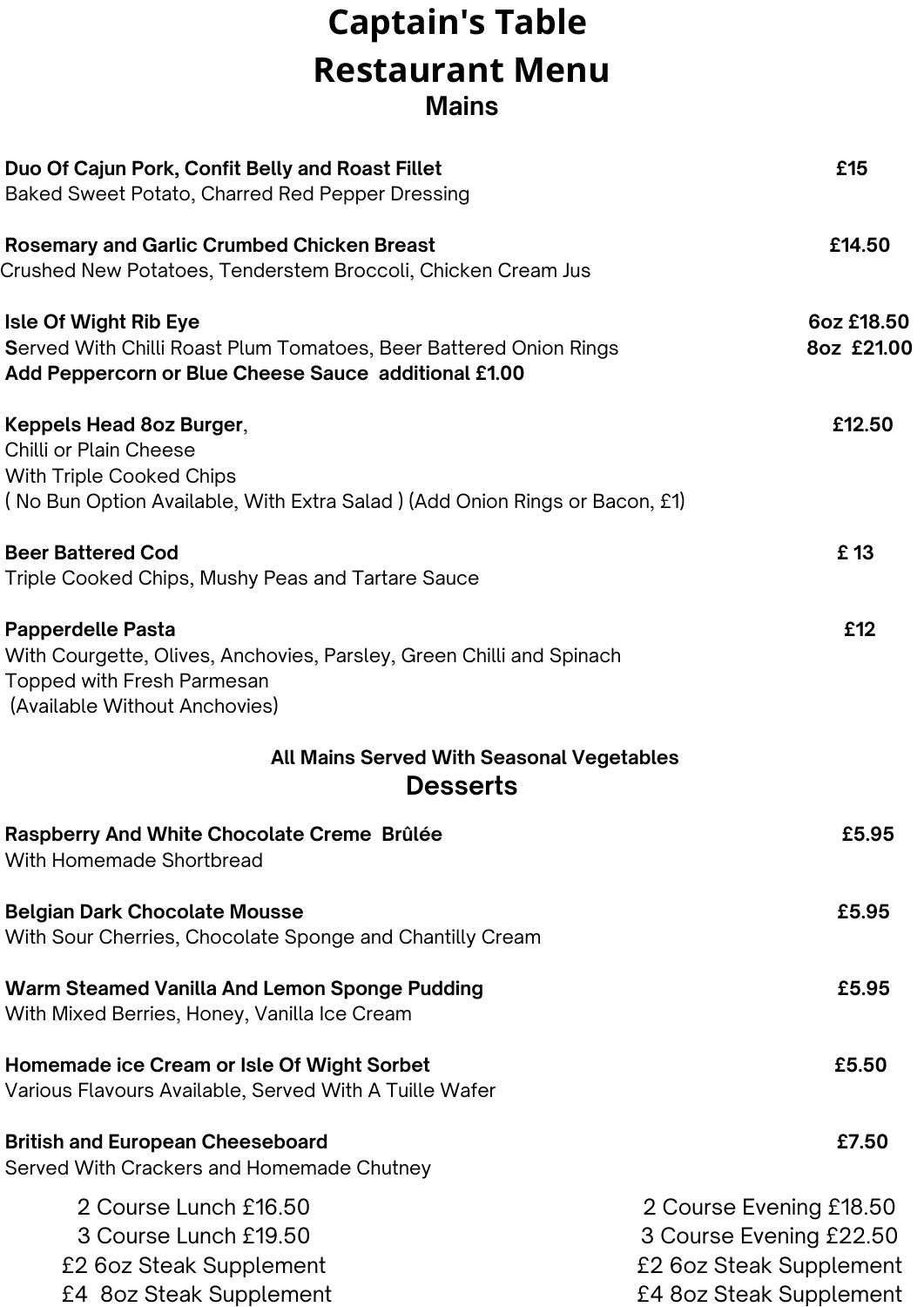# Captain's Table

# Restaurant Menu

## Mains

**Duo Of Cajun Pork, Confit Belly and Roast Fillet** **£15**
Baked Sweet Potato, Charred Red Pepper Dressing

**Rosemary and Garlic Crumbed Chicken Breast** **£14.50**
Crushed New Potatoes, Tenderstem Broccoli, Chicken Cream Jus

**Isle Of Wight Rib Eye** **6oz £18.50**
**S**erved With Chilli Roast Plum Tomatoes, Beer Battered Onion Rings **8oz £21.00**
**Add Peppercorn or Blue Cheese Sauce additional £1.00**

**Keppels Head 8oz Burger**, **£12.50**
Chilli or Plain Cheese
With Triple Cooked Chips
( No Bun Option Available, With Extra Salad ) (Add Onion Rings or Bacon, £1)

**Beer Battered Cod** **£ 13**
Triple Cooked Chips, Mushy Peas and Tartare Sauce

**Papperdelle Pasta** **£12**
With Courgette, Olives, Anchovies, Parsley, Green Chilli and Spinach
Topped with Fresh Parmesan
(Available Without Anchovies)

**All Mains Served With Seasonal Vegetables**

## Desserts

**Raspberry And White Chocolate Creme Brûlée** **£5.95**
With Homemade Shortbread

**Belgian Dark Chocolate Mousse** **£5.95**
With Sour Cherries, Chocolate Sponge and Chantilly Cream

**Warm Steamed Vanilla And Lemon Sponge Pudding** **£5.95**
With Mixed Berries, Honey, Vanilla Ice Cream

**Homemade ice Cream or Isle Of Wight Sorbet** **£5.50**
Various Flavours Available, Served With A Tuille Wafer

**British and European Cheeseboard** **£7.50**
Served With Crackers and Homemade Chutney

2 Course Lunch £16.50
3 Course Lunch £19.50
£2 6oz Steak Supplement
£4 8oz Steak Supplement

2 Course Evening £18.50
3 Course Evening £22.50
£2 6oz Steak Supplement
£4 8oz Steak Supplement